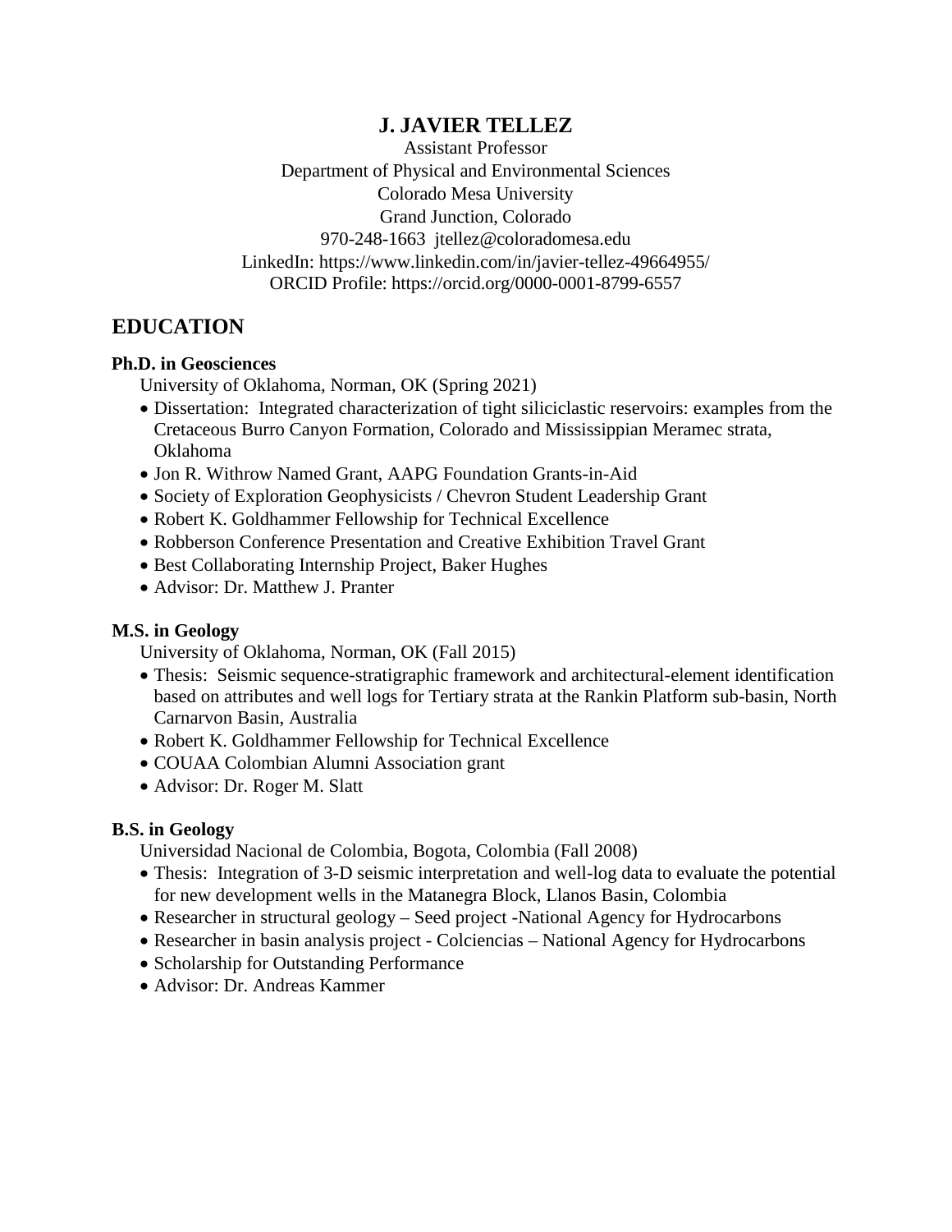# J. JAVIER TELLEZ

Assistant Professor
Department of Physical and Environmental Sciences
Colorado Mesa University
Grand Junction, Colorado
970-248-1663 jtellez@coloradomesa.edu
LinkedIn: https://www.linkedin.com/in/javier-tellez-49664955/
ORCID Profile: https://orcid.org/0000-0001-8799-6557

## EDUCATION

**Ph.D. in Geosciences**

University of Oklahoma, Norman, OK (Spring 2021)

- Dissertation: Integrated characterization of tight siliciclastic reservoirs: examples from the Cretaceous Burro Canyon Formation, Colorado and Mississippian Meramec strata, Oklahoma
- Jon R. Withrow Named Grant, AAPG Foundation Grants-in-Aid
- Society of Exploration Geophysicists / Chevron Student Leadership Grant
- Robert K. Goldhammer Fellowship for Technical Excellence
- Robberson Conference Presentation and Creative Exhibition Travel Grant
- Best Collaborating Internship Project, Baker Hughes
- Advisor: Dr. Matthew J. Pranter

**M.S. in Geology**

University of Oklahoma, Norman, OK (Fall 2015)

- Thesis: Seismic sequence-stratigraphic framework and architectural-element identification based on attributes and well logs for Tertiary strata at the Rankin Platform sub-basin, North Carnarvon Basin, Australia
- Robert K. Goldhammer Fellowship for Technical Excellence
- COUAA Colombian Alumni Association grant
- Advisor: Dr. Roger M. Slatt

**B.S. in Geology**

Universidad Nacional de Colombia, Bogota, Colombia (Fall 2008)

- Thesis: Integration of 3-D seismic interpretation and well-log data to evaluate the potential for new development wells in the Matanegra Block, Llanos Basin, Colombia
- Researcher in structural geology – Seed project -National Agency for Hydrocarbons
- Researcher in basin analysis project - Colciencias – National Agency for Hydrocarbons
- Scholarship for Outstanding Performance
- Advisor: Dr. Andreas Kammer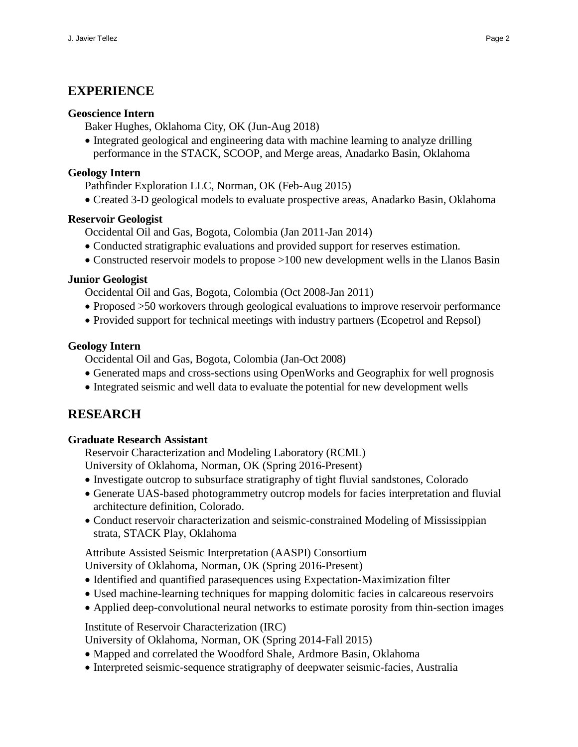## EXPERIENCE

**Geoscience Intern**

Baker Hughes, Oklahoma City, OK (Jun-Aug 2018)

- Integrated geological and engineering data with machine learning to analyze drilling performance in the STACK, SCOOP, and Merge areas, Anadarko Basin, Oklahoma

**Geology Intern**

Pathfinder Exploration LLC, Norman, OK (Feb-Aug 2015)

- Created 3-D geological models to evaluate prospective areas, Anadarko Basin, Oklahoma

**Reservoir Geologist**

Occidental Oil and Gas, Bogota, Colombia (Jan 2011-Jan 2014)

- Conducted stratigraphic evaluations and provided support for reserves estimation.
- Constructed reservoir models to propose >100 new development wells in the Llanos Basin

**Junior Geologist**

Occidental Oil and Gas, Bogota, Colombia (Oct 2008-Jan 2011)

- Proposed >50 workovers through geological evaluations to improve reservoir performance
- Provided support for technical meetings with industry partners (Ecopetrol and Repsol)

**Geology Intern**

Occidental Oil and Gas, Bogota, Colombia (Jan-Oct 2008)

- Generated maps and cross-sections using OpenWorks and Geographix for well prognosis
- Integrated seismic and well data to evaluate the potential for new development wells

## RESEARCH

**Graduate Research Assistant**

Reservoir Characterization and Modeling Laboratory (RCML)
University of Oklahoma, Norman, OK (Spring 2016-Present)

- Investigate outcrop to subsurface stratigraphy of tight fluvial sandstones, Colorado
- Generate UAS-based photogrammetry outcrop models for facies interpretation and fluvial architecture definition, Colorado.
- Conduct reservoir characterization and seismic-constrained Modeling of Mississippian strata, STACK Play, Oklahoma

Attribute Assisted Seismic Interpretation (AASPI) Consortium
University of Oklahoma, Norman, OK (Spring 2016-Present)

- Identified and quantified parasequences using Expectation-Maximization filter
- Used machine-learning techniques for mapping dolomitic facies in calcareous reservoirs
- Applied deep-convolutional neural networks to estimate porosity from thin-section images

Institute of Reservoir Characterization (IRC)
University of Oklahoma, Norman, OK (Spring 2014-Fall 2015)

- Mapped and correlated the Woodford Shale, Ardmore Basin, Oklahoma
- Interpreted seismic-sequence stratigraphy of deepwater seismic-facies, Australia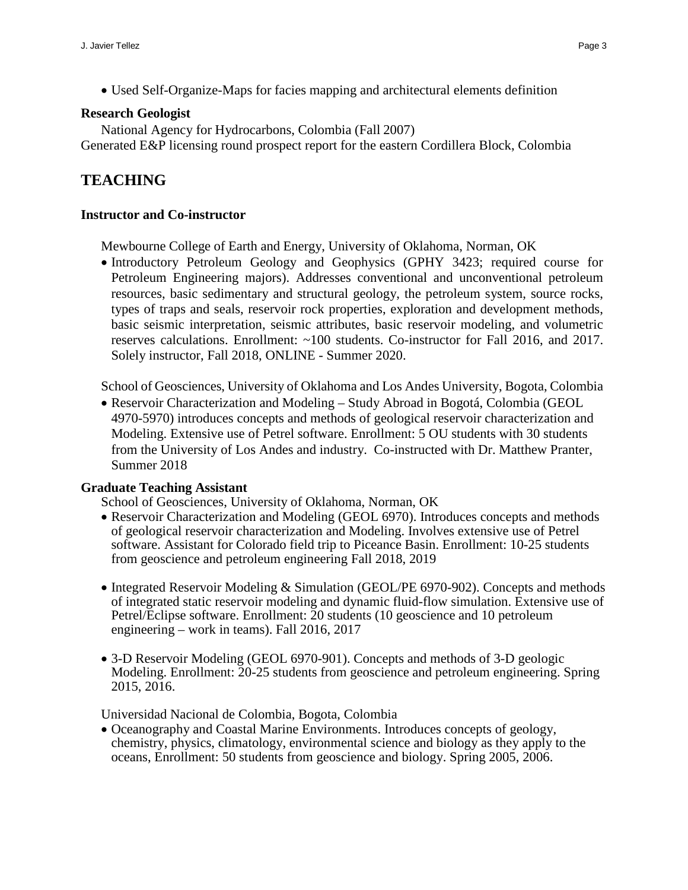- Used Self-Organize-Maps for facies mapping and architectural elements definition

**Research Geologist**

National Agency for Hydrocarbons, Colombia (Fall 2007)

Generated E&P licensing round prospect report for the eastern Cordillera Block, Colombia

## TEACHING

**Instructor and Co-instructor**

Mewbourne College of Earth and Energy, University of Oklahoma, Norman, OK

- Introductory Petroleum Geology and Geophysics (GPHY 3423; required course for Petroleum Engineering majors). Addresses conventional and unconventional petroleum resources, basic sedimentary and structural geology, the petroleum system, source rocks, types of traps and seals, reservoir rock properties, exploration and development methods, basic seismic interpretation, seismic attributes, basic reservoir modeling, and volumetric reserves calculations. Enrollment: ~100 students. Co-instructor for Fall 2016, and 2017. Solely instructor, Fall 2018, ONLINE - Summer 2020.

School of Geosciences, University of Oklahoma and Los Andes University, Bogota, Colombia

- Reservoir Characterization and Modeling – Study Abroad in Bogotá, Colombia (GEOL 4970-5970) introduces concepts and methods of geological reservoir characterization and Modeling. Extensive use of Petrel software. Enrollment: 5 OU students with 30 students from the University of Los Andes and industry. Co-instructed with Dr. Matthew Pranter, Summer 2018

**Graduate Teaching Assistant**

School of Geosciences, University of Oklahoma, Norman, OK

- Reservoir Characterization and Modeling (GEOL 6970). Introduces concepts and methods of geological reservoir characterization and Modeling. Involves extensive use of Petrel software. Assistant for Colorado field trip to Piceance Basin. Enrollment: 10-25 students from geoscience and petroleum engineering Fall 2018, 2019

- Integrated Reservoir Modeling & Simulation (GEOL/PE 6970-902). Concepts and methods of integrated static reservoir modeling and dynamic fluid-flow simulation. Extensive use of Petrel/Eclipse software. Enrollment: 20 students (10 geoscience and 10 petroleum engineering – work in teams). Fall 2016, 2017

- 3-D Reservoir Modeling (GEOL 6970-901). Concepts and methods of 3-D geologic Modeling. Enrollment: 20-25 students from geoscience and petroleum engineering. Spring 2015, 2016.

Universidad Nacional de Colombia, Bogota, Colombia

- Oceanography and Coastal Marine Environments. Introduces concepts of geology, chemistry, physics, climatology, environmental science and biology as they apply to the oceans, Enrollment: 50 students from geoscience and biology. Spring 2005, 2006.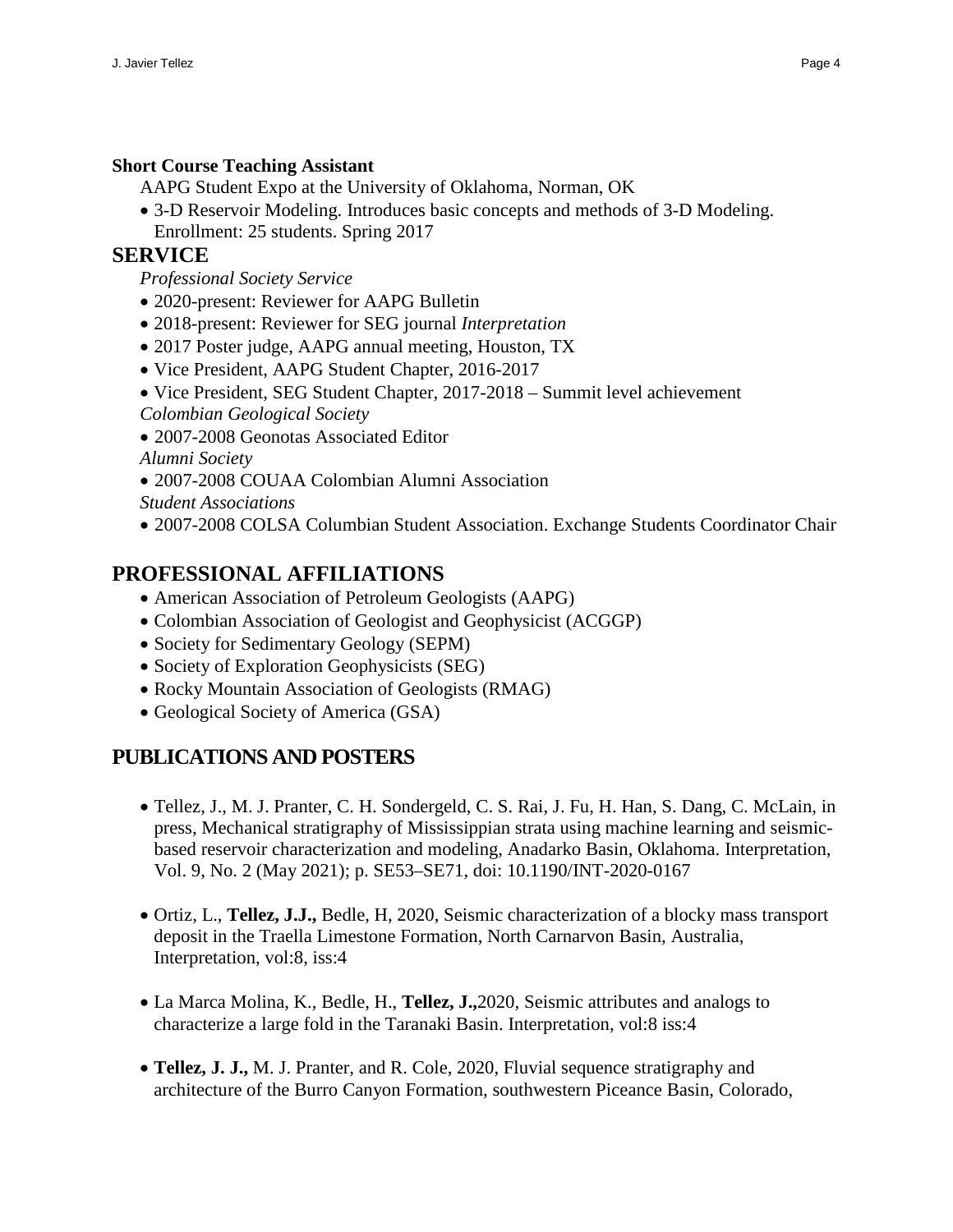**Short Course Teaching Assistant**

AAPG Student Expo at the University of Oklahoma, Norman, OK

- 3-D Reservoir Modeling. Introduces basic concepts and methods of 3-D Modeling. Enrollment: 25 students. Spring 2017

## SERVICE

*Professional Society Service*

- 2020-present: Reviewer for AAPG Bulletin
- 2018-present: Reviewer for SEG journal *Interpretation*
- 2017 Poster judge, AAPG annual meeting, Houston, TX
- Vice President, AAPG Student Chapter, 2016-2017
- Vice President, SEG Student Chapter, 2017-2018 – Summit level achievement

*Colombian Geological Society*

- 2007-2008 Geonotas Associated Editor

*Alumni Society*

- 2007-2008 COUAA Colombian Alumni Association

*Student Associations*

- 2007-2008 COLSA Columbian Student Association. Exchange Students Coordinator Chair

## PROFESSIONAL AFFILIATIONS

- American Association of Petroleum Geologists (AAPG)
- Colombian Association of Geologist and Geophysicist (ACGGP)
- Society for Sedimentary Geology (SEPM)
- Society of Exploration Geophysicists (SEG)
- Rocky Mountain Association of Geologists (RMAG)
- Geological Society of America (GSA)

## PUBLICATIONS AND POSTERS

- Tellez, J., M. J. Pranter, C. H. Sondergeld, C. S. Rai, J. Fu, H. Han, S. Dang, C. McLain, in press, Mechanical stratigraphy of Mississippian strata using machine learning and seismic-based reservoir characterization and modeling, Anadarko Basin, Oklahoma. Interpretation, Vol. 9, No. 2 (May 2021); p. SE53–SE71, doi: 10.1190/INT-2020-0167

- Ortiz, L., **Tellez, J.J.,** Bedle, H, 2020, Seismic characterization of a blocky mass transport deposit in the Traella Limestone Formation, North Carnarvon Basin, Australia, Interpretation, vol:8, iss:4

- La Marca Molina, K., Bedle, H., **Tellez, J.,**2020, Seismic attributes and analogs to characterize a large fold in the Taranaki Basin. Interpretation, vol:8 iss:4

- **Tellez, J. J.,** M. J. Pranter, and R. Cole, 2020, Fluvial sequence stratigraphy and architecture of the Burro Canyon Formation, southwestern Piceance Basin, Colorado,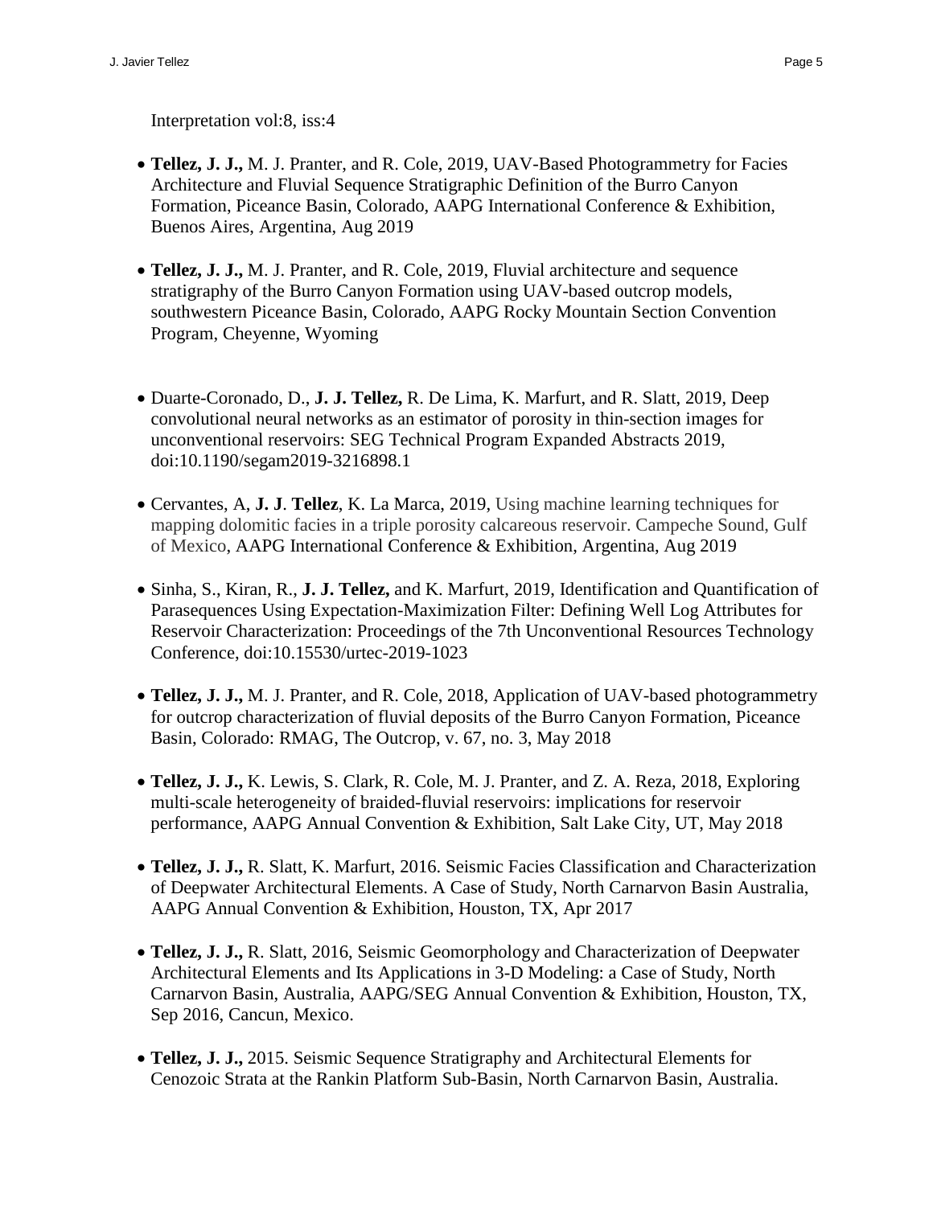Interpretation vol:8, iss:4

- **Tellez, J. J.,** M. J. Pranter, and R. Cole, 2019, UAV-Based Photogrammetry for Facies Architecture and Fluvial Sequence Stratigraphic Definition of the Burro Canyon Formation, Piceance Basin, Colorado, AAPG International Conference & Exhibition, Buenos Aires, Argentina, Aug 2019

- **Tellez, J. J.,** M. J. Pranter, and R. Cole, 2019, Fluvial architecture and sequence stratigraphy of the Burro Canyon Formation using UAV-based outcrop models, southwestern Piceance Basin, Colorado, AAPG Rocky Mountain Section Convention Program, Cheyenne, Wyoming

- Duarte-Coronado, D., **J. J. Tellez,** R. De Lima, K. Marfurt, and R. Slatt, 2019, Deep convolutional neural networks as an estimator of porosity in thin-section images for unconventional reservoirs: SEG Technical Program Expanded Abstracts 2019, doi:10.1190/segam2019-3216898.1

- Cervantes, A, **J. J**. **Tellez**, K. La Marca, 2019, Using machine learning techniques for mapping dolomitic facies in a triple porosity calcareous reservoir. Campeche Sound, Gulf of Mexico, AAPG International Conference & Exhibition, Argentina, Aug 2019

- Sinha, S., Kiran, R., **J. J. Tellez,** and K. Marfurt, 2019, Identification and Quantification of Parasequences Using Expectation-Maximization Filter: Defining Well Log Attributes for Reservoir Characterization: Proceedings of the 7th Unconventional Resources Technology Conference, doi:10.15530/urtec-2019-1023

- **Tellez, J. J.,** M. J. Pranter, and R. Cole, 2018, Application of UAV-based photogrammetry for outcrop characterization of fluvial deposits of the Burro Canyon Formation, Piceance Basin, Colorado: RMAG, The Outcrop, v. 67, no. 3, May 2018

- **Tellez, J. J.,** K. Lewis, S. Clark, R. Cole, M. J. Pranter, and Z. A. Reza, 2018, Exploring multi-scale heterogeneity of braided-fluvial reservoirs: implications for reservoir performance, AAPG Annual Convention & Exhibition, Salt Lake City, UT, May 2018

- **Tellez, J. J.,** R. Slatt, K. Marfurt, 2016. Seismic Facies Classification and Characterization of Deepwater Architectural Elements. A Case of Study, North Carnarvon Basin Australia, AAPG Annual Convention & Exhibition, Houston, TX, Apr 2017

- **Tellez, J. J.,** R. Slatt, 2016, Seismic Geomorphology and Characterization of Deepwater Architectural Elements and Its Applications in 3-D Modeling: a Case of Study, North Carnarvon Basin, Australia, AAPG/SEG Annual Convention & Exhibition, Houston, TX, Sep 2016, Cancun, Mexico.

- **Tellez, J. J.,** 2015. Seismic Sequence Stratigraphy and Architectural Elements for Cenozoic Strata at the Rankin Platform Sub-Basin, North Carnarvon Basin, Australia.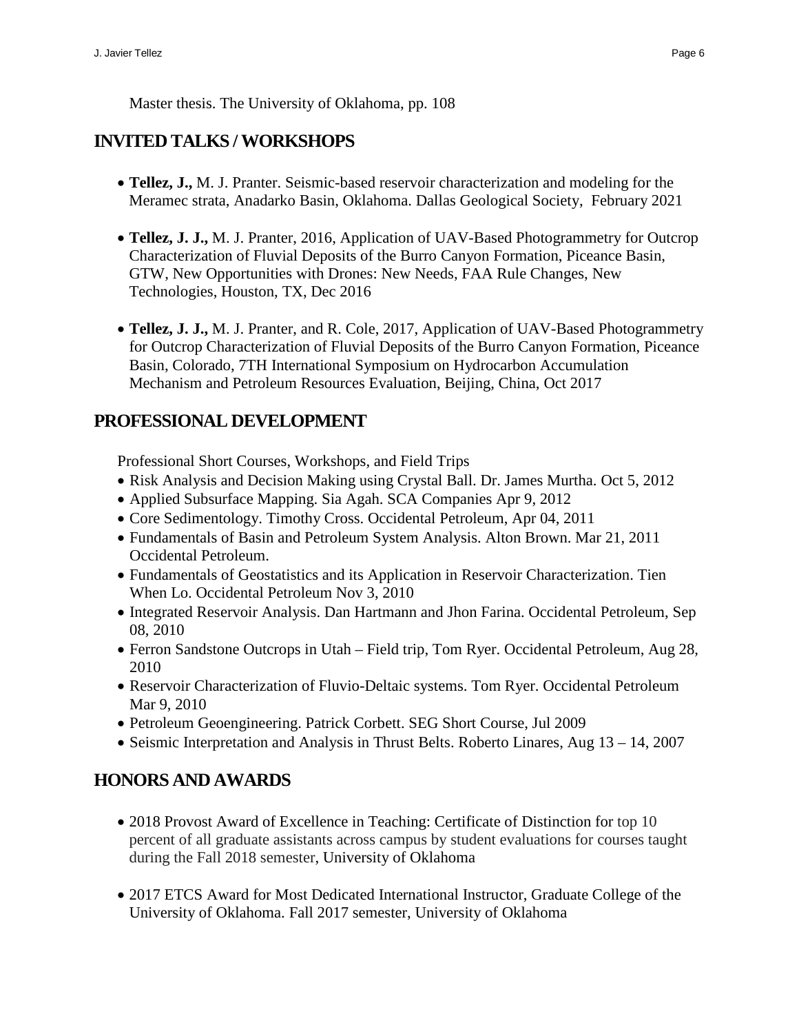Master thesis. The University of Oklahoma, pp. 108

## INVITED TALKS / WORKSHOPS

- **Tellez, J.,** M. J. Pranter. Seismic-based reservoir characterization and modeling for the Meramec strata, Anadarko Basin, Oklahoma. Dallas Geological Society, February 2021

- **Tellez, J. J.,** M. J. Pranter, 2016, Application of UAV-Based Photogrammetry for Outcrop Characterization of Fluvial Deposits of the Burro Canyon Formation, Piceance Basin, GTW, New Opportunities with Drones: New Needs, FAA Rule Changes, New Technologies, Houston, TX, Dec 2016

- **Tellez, J. J.,** M. J. Pranter, and R. Cole, 2017, Application of UAV-Based Photogrammetry for Outcrop Characterization of Fluvial Deposits of the Burro Canyon Formation, Piceance Basin, Colorado, 7TH International Symposium on Hydrocarbon Accumulation Mechanism and Petroleum Resources Evaluation, Beijing, China, Oct 2017

## PROFESSIONAL DEVELOPMENT

Professional Short Courses, Workshops, and Field Trips

- Risk Analysis and Decision Making using Crystal Ball. Dr. James Murtha. Oct 5, 2012
- Applied Subsurface Mapping. Sia Agah. SCA Companies Apr 9, 2012
- Core Sedimentology. Timothy Cross. Occidental Petroleum, Apr 04, 2011
- Fundamentals of Basin and Petroleum System Analysis. Alton Brown. Mar 21, 2011 Occidental Petroleum.
- Fundamentals of Geostatistics and its Application in Reservoir Characterization. Tien When Lo. Occidental Petroleum Nov 3, 2010
- Integrated Reservoir Analysis. Dan Hartmann and Jhon Farina. Occidental Petroleum, Sep 08, 2010
- Ferron Sandstone Outcrops in Utah – Field trip, Tom Ryer. Occidental Petroleum, Aug 28, 2010
- Reservoir Characterization of Fluvio-Deltaic systems. Tom Ryer. Occidental Petroleum Mar 9, 2010
- Petroleum Geoengineering. Patrick Corbett. SEG Short Course, Jul 2009
- Seismic Interpretation and Analysis in Thrust Belts. Roberto Linares, Aug 13 – 14, 2007

## HONORS AND AWARDS

- 2018 Provost Award of Excellence in Teaching: Certificate of Distinction for top 10 percent of all graduate assistants across campus by student evaluations for courses taught during the Fall 2018 semester, University of Oklahoma

- 2017 ETCS Award for Most Dedicated International Instructor, Graduate College of the University of Oklahoma. Fall 2017 semester, University of Oklahoma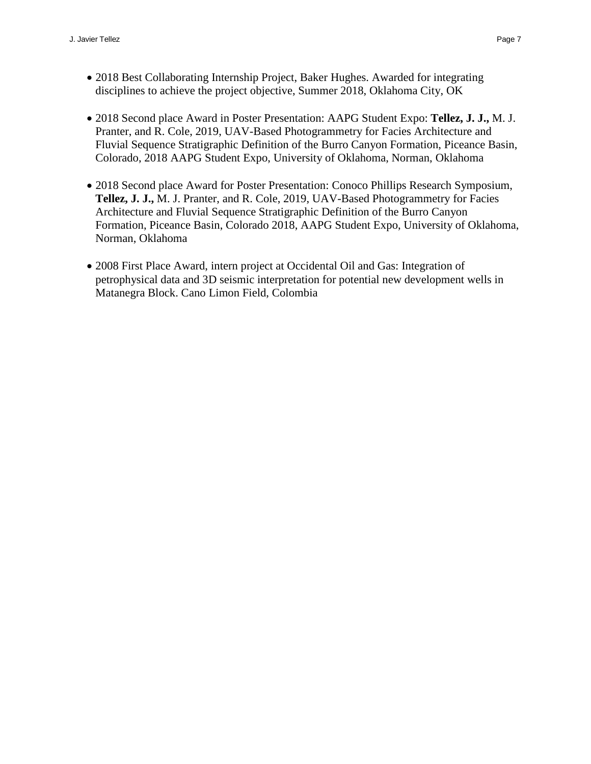- 2018 Best Collaborating Internship Project, Baker Hughes. Awarded for integrating disciplines to achieve the project objective, Summer 2018, Oklahoma City, OK

- 2018 Second place Award in Poster Presentation: AAPG Student Expo: **Tellez, J. J.,** M. J. Pranter, and R. Cole, 2019, UAV-Based Photogrammetry for Facies Architecture and Fluvial Sequence Stratigraphic Definition of the Burro Canyon Formation, Piceance Basin, Colorado, 2018 AAPG Student Expo, University of Oklahoma, Norman, Oklahoma

- 2018 Second place Award for Poster Presentation: Conoco Phillips Research Symposium, **Tellez, J. J.,** M. J. Pranter, and R. Cole, 2019, UAV-Based Photogrammetry for Facies Architecture and Fluvial Sequence Stratigraphic Definition of the Burro Canyon Formation, Piceance Basin, Colorado 2018, AAPG Student Expo, University of Oklahoma, Norman, Oklahoma

- 2008 First Place Award, intern project at Occidental Oil and Gas: Integration of petrophysical data and 3D seismic interpretation for potential new development wells in Matanegra Block. Cano Limon Field, Colombia